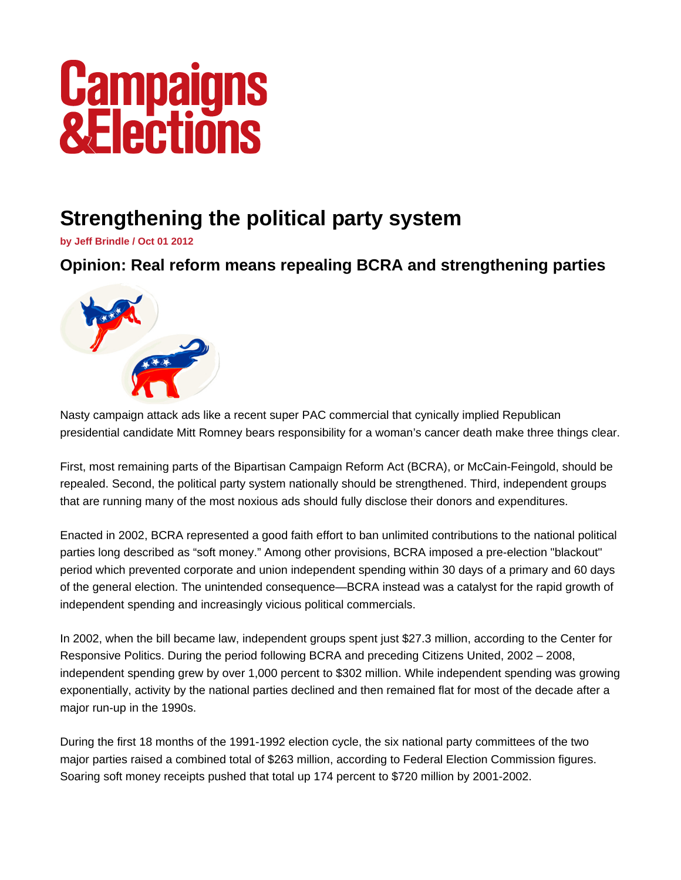# Campaigns & Elections

## Strengthening the political party system

**by Jeff Brindle / Oct 01 2012**

### Opinion: Real reform means repealing BCRA and strengthening parties

Nasty campaign attack ads like a recent super PAC commercial that cynically implied Republican presidential candidate Mitt Romney bears responsibility for a woman's cancer death make three things clear.

First, most remaining parts of the Bipartisan Campaign Reform Act (BCRA), or McCain-Feingold, should be repealed. Second, the political party system nationally should be strengthened. Third, independent groups that are running many of the most noxious ads should fully disclose their donors and expenditures.

Enacted in 2002, BCRA represented a good faith effort to ban unlimited contributions to the national political parties long described as "soft money." Among other provisions, BCRA imposed a pre-election "blackout" period which prevented corporate and union independent spending within 30 days of a primary and 60 days of the general election. The unintended consequence—BCRA instead was a catalyst for the rapid growth of independent spending and increasingly vicious political commercials.

In 2002, when the bill became law, independent groups spent just $27.3 million, according to the Center for Responsive Politics. During the period following BCRA and preceding Citizens United, 2002 – 2008, independent spending grew by over 1,000 percent to $302 million. While independent spending was growing exponentially, activity by the national parties declined and then remained flat for most of the decade after a major run-up in the 1990s.

During the first 18 months of the 1991-1992 election cycle, the six national party committees of the two major parties raised a combined total of $263 million, according to Federal Election Commission figures. Soaring soft money receipts pushed that total up 174 percent to $720 million by 2001-2002.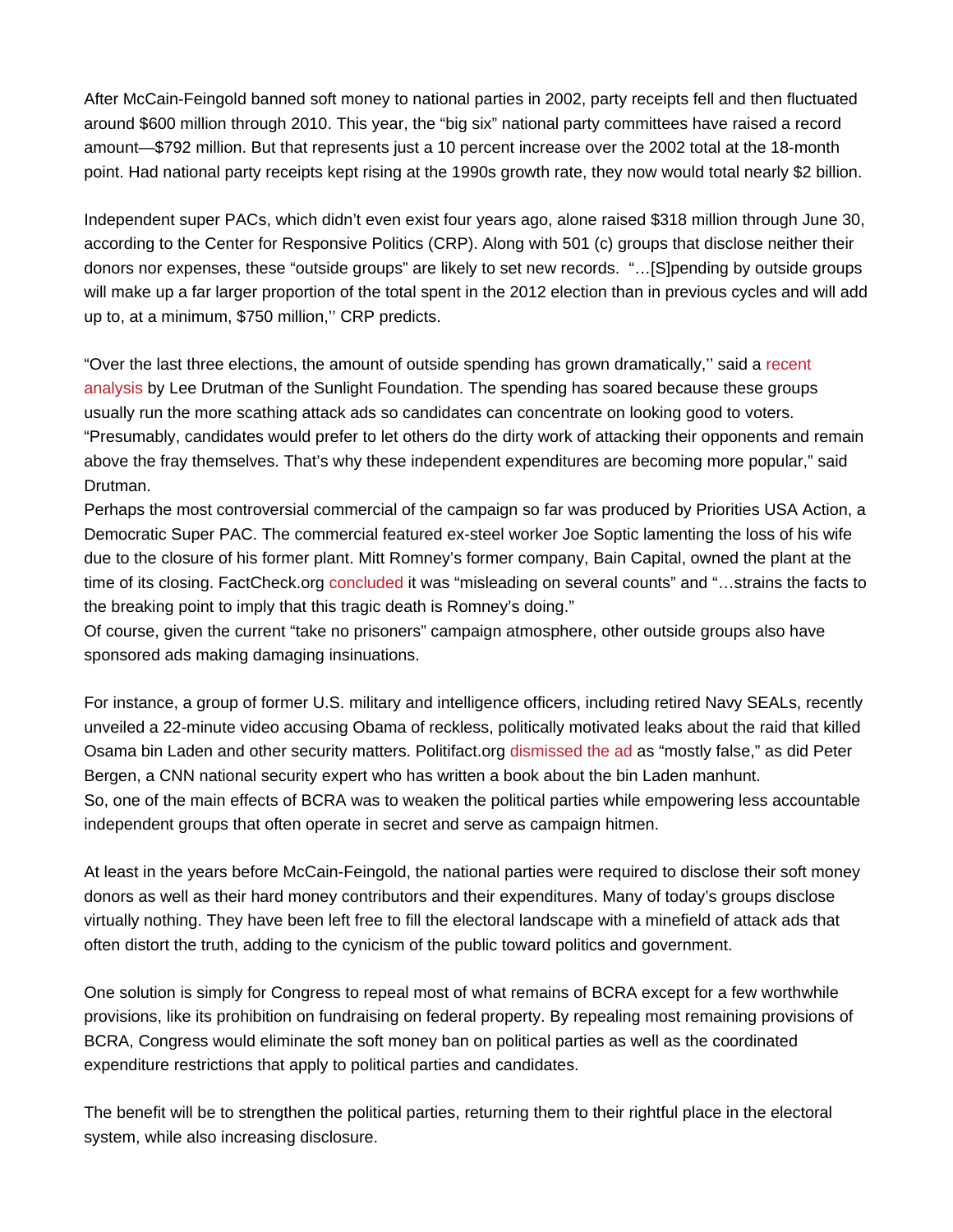After McCain-Feingold banned soft money to national parties in 2002, party receipts fell and then fluctuated around $600 million through 2010. This year, the “big six” national party committees have raised a record amount—$792 million. But that represents just a 10 percent increase over the 2002 total at the 18-month point. Had national party receipts kept rising at the 1990s growth rate, they now would total nearly $2 billion.

Independent super PACs, which didn’t even exist four years ago, alone raised $318 million through June 30, according to the Center for Responsive Politics (CRP). Along with 501 (c) groups that disclose neither their donors nor expenses, these “outside groups” are likely to set new records. “…[S]pending by outside groups will make up a far larger proportion of the total spent in the 2012 election than in previous cycles and will add up to, at a minimum, $750 million,’’ CRP predicts.

“Over the last three elections, the amount of outside spending has grown dramatically,’’ said a recent analysis by Lee Drutman of the Sunlight Foundation. The spending has soared because these groups usually run the more scathing attack ads so candidates can concentrate on looking good to voters. “Presumably, candidates would prefer to let others do the dirty work of attacking their opponents and remain above the fray themselves. That’s why these independent expenditures are becoming more popular,” said Drutman.

Perhaps the most controversial commercial of the campaign so far was produced by Priorities USA Action, a Democratic Super PAC. The commercial featured ex-steel worker Joe Soptic lamenting the loss of his wife due to the closure of his former plant. Mitt Romney’s former company, Bain Capital, owned the plant at the time of its closing. FactCheck.org concluded it was “misleading on several counts” and “…strains the facts to the breaking point to imply that this tragic death is Romney’s doing.”

Of course, given the current “take no prisoners” campaign atmosphere, other outside groups also have sponsored ads making damaging insinuations.

For instance, a group of former U.S. military and intelligence officers, including retired Navy SEALs, recently unveiled a 22-minute video accusing Obama of reckless, politically motivated leaks about the raid that killed Osama bin Laden and other security matters. Politifact.org dismissed the ad as “mostly false,” as did Peter Bergen, a CNN national security expert who has written a book about the bin Laden manhunt.

So, one of the main effects of BCRA was to weaken the political parties while empowering less accountable independent groups that often operate in secret and serve as campaign hitmen.

At least in the years before McCain-Feingold, the national parties were required to disclose their soft money donors as well as their hard money contributors and their expenditures. Many of today’s groups disclose virtually nothing. They have been left free to fill the electoral landscape with a minefield of attack ads that often distort the truth, adding to the cynicism of the public toward politics and government.

One solution is simply for Congress to repeal most of what remains of BCRA except for a few worthwhile provisions, like its prohibition on fundraising on federal property. By repealing most remaining provisions of BCRA, Congress would eliminate the soft money ban on political parties as well as the coordinated expenditure restrictions that apply to political parties and candidates.

The benefit will be to strengthen the political parties, returning them to their rightful place in the electoral system, while also increasing disclosure.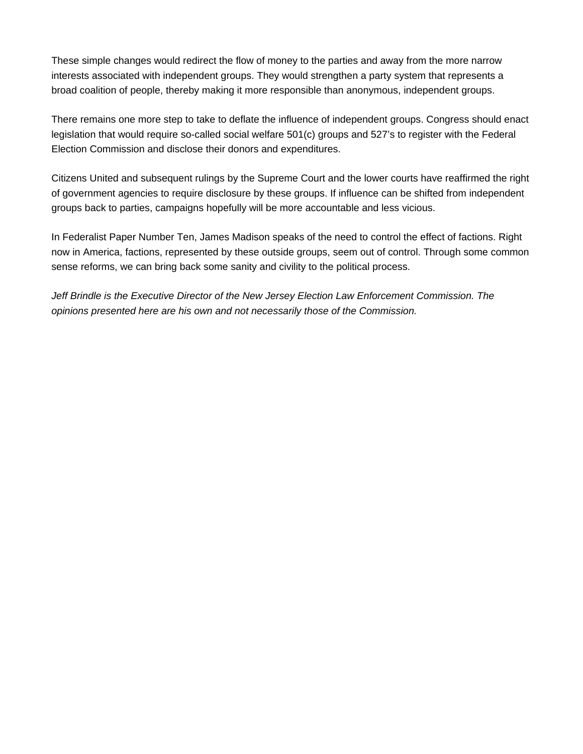These simple changes would redirect the flow of money to the parties and away from the more narrow interests associated with independent groups. They would strengthen a party system that represents a broad coalition of people, thereby making it more responsible than anonymous, independent groups.

There remains one more step to take to deflate the influence of independent groups. Congress should enact legislation that would require so-called social welfare 501(c) groups and 527's to register with the Federal Election Commission and disclose their donors and expenditures.

Citizens United and subsequent rulings by the Supreme Court and the lower courts have reaffirmed the right of government agencies to require disclosure by these groups. If influence can be shifted from independent groups back to parties, campaigns hopefully will be more accountable and less vicious.

In Federalist Paper Number Ten, James Madison speaks of the need to control the effect of factions. Right now in America, factions, represented by these outside groups, seem out of control. Through some common sense reforms, we can bring back some sanity and civility to the political process.

*Jeff Brindle is the Executive Director of the New Jersey Election Law Enforcement Commission. The opinions presented here are his own and not necessarily those of the Commission.*